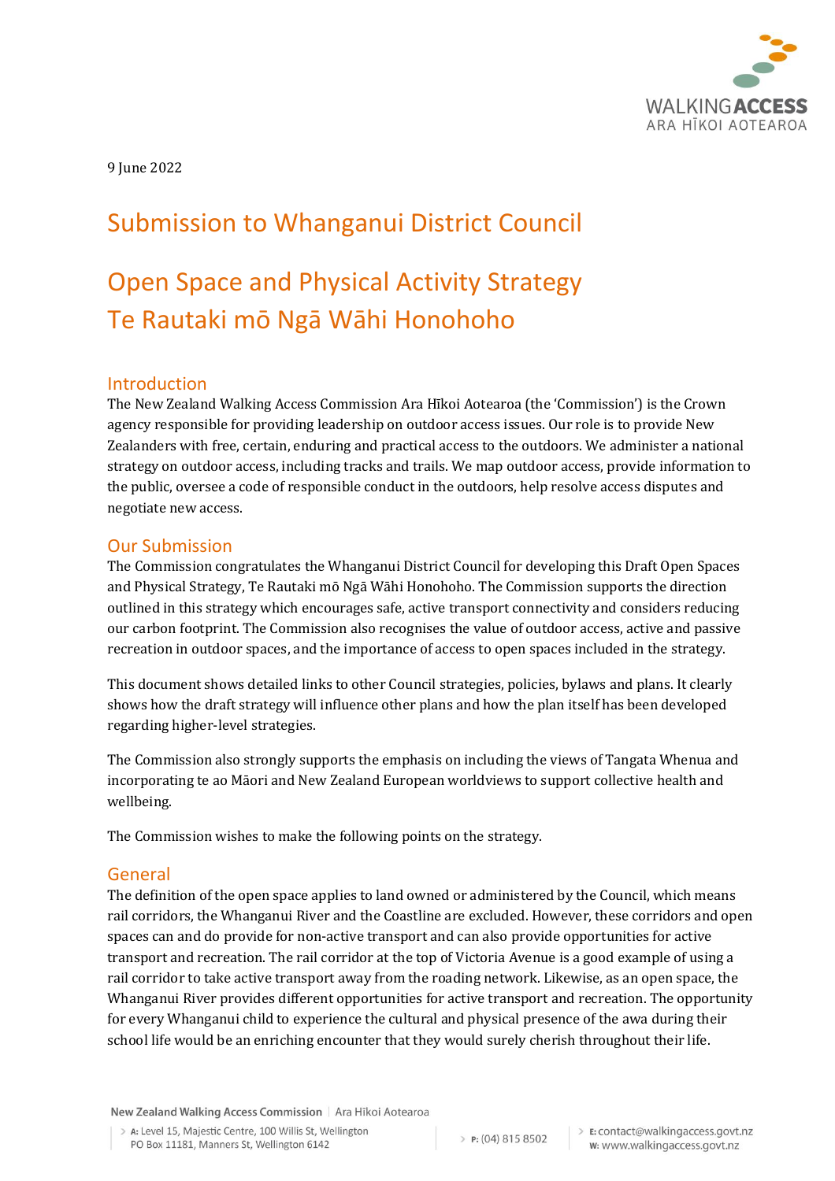9 June 2022

# Submission to Whanganui District Council

# Open Space and Physical Activity Strategy
# Te Rautaki mō Ngā Wāhi Honohoho

## Introduction

The New Zealand Walking Access Commission Ara Hīkoi Aotearoa (the 'Commission') is the Crown agency responsible for providing leadership on outdoor access issues. Our role is to provide New Zealanders with free, certain, enduring and practical access to the outdoors. We administer a national strategy on outdoor access, including tracks and trails. We map outdoor access, provide information to the public, oversee a code of responsible conduct in the outdoors, help resolve access disputes and negotiate new access.

## Our Submission

The Commission congratulates the Whanganui District Council for developing this Draft Open Spaces and Physical Strategy, Te Rautaki mō Ngā Wāhi Honohoho. The Commission supports the direction outlined in this strategy which encourages safe, active transport connectivity and considers reducing our carbon footprint. The Commission also recognises the value of outdoor access, active and passive recreation in outdoor spaces, and the importance of access to open spaces included in the strategy.

This document shows detailed links to other Council strategies, policies, bylaws and plans. It clearly shows how the draft strategy will influence other plans and how the plan itself has been developed regarding higher-level strategies.

The Commission also strongly supports the emphasis on including the views of Tangata Whenua and incorporating te ao Māori and New Zealand European worldviews to support collective health and wellbeing.

The Commission wishes to make the following points on the strategy.

## General

The definition of the open space applies to land owned or administered by the Council, which means rail corridors, the Whanganui River and the Coastline are excluded. However, these corridors and open spaces can and do provide for non-active transport and can also provide opportunities for active transport and recreation. The rail corridor at the top of Victoria Avenue is a good example of using a rail corridor to take active transport away from the roading network. Likewise, as an open space, the Whanganui River provides different opportunities for active transport and recreation. The opportunity for every Whanganui child to experience the cultural and physical presence of the awa during their school life would be an enriching encounter that they would surely cherish throughout their life.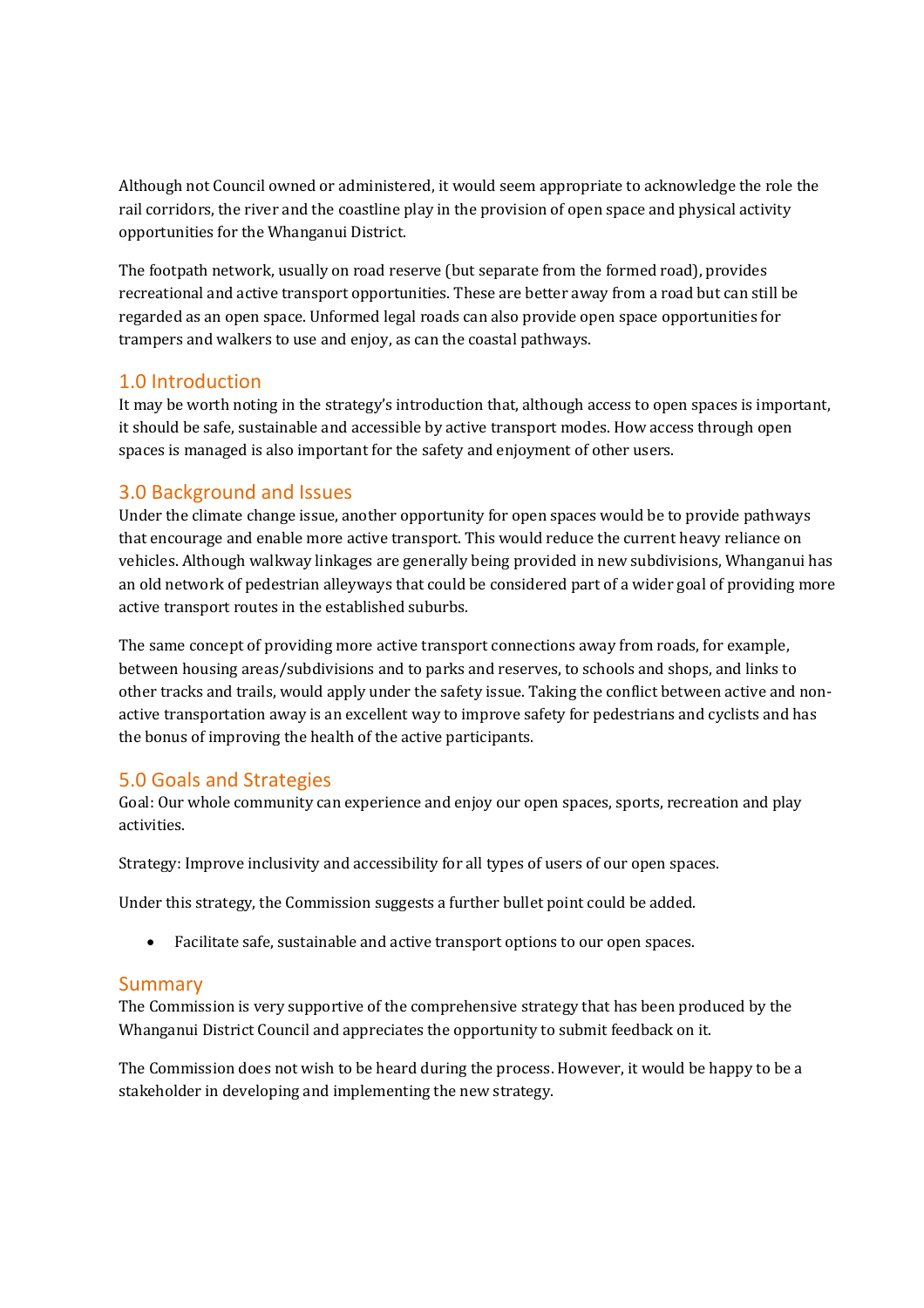Although not Council owned or administered, it would seem appropriate to acknowledge the role the rail corridors, the river and the coastline play in the provision of open space and physical activity opportunities for the Whanganui District.

The footpath network, usually on road reserve (but separate from the formed road), provides recreational and active transport opportunities. These are better away from a road but can still be regarded as an open space. Unformed legal roads can also provide open space opportunities for trampers and walkers to use and enjoy, as can the coastal pathways.

## 1.0 Introduction

It may be worth noting in the strategy's introduction that, although access to open spaces is important, it should be safe, sustainable and accessible by active transport modes. How access through open spaces is managed is also important for the safety and enjoyment of other users.

## 3.0 Background and Issues

Under the climate change issue, another opportunity for open spaces would be to provide pathways that encourage and enable more active transport. This would reduce the current heavy reliance on vehicles. Although walkway linkages are generally being provided in new subdivisions, Whanganui has an old network of pedestrian alleyways that could be considered part of a wider goal of providing more active transport routes in the established suburbs.

The same concept of providing more active transport connections away from roads, for example, between housing areas/subdivisions and to parks and reserves, to schools and shops, and links to other tracks and trails, would apply under the safety issue. Taking the conflict between active and non-active transportation away is an excellent way to improve safety for pedestrians and cyclists and has the bonus of improving the health of the active participants.

## 5.0 Goals and Strategies

Goal: Our whole community can experience and enjoy our open spaces, sports, recreation and play activities.

Strategy: Improve inclusivity and accessibility for all types of users of our open spaces.

Under this strategy, the Commission suggests a further bullet point could be added.

- Facilitate safe, sustainable and active transport options to our open spaces.

## Summary

The Commission is very supportive of the comprehensive strategy that has been produced by the Whanganui District Council and appreciates the opportunity to submit feedback on it.

The Commission does not wish to be heard during the process. However, it would be happy to be a stakeholder in developing and implementing the new strategy.